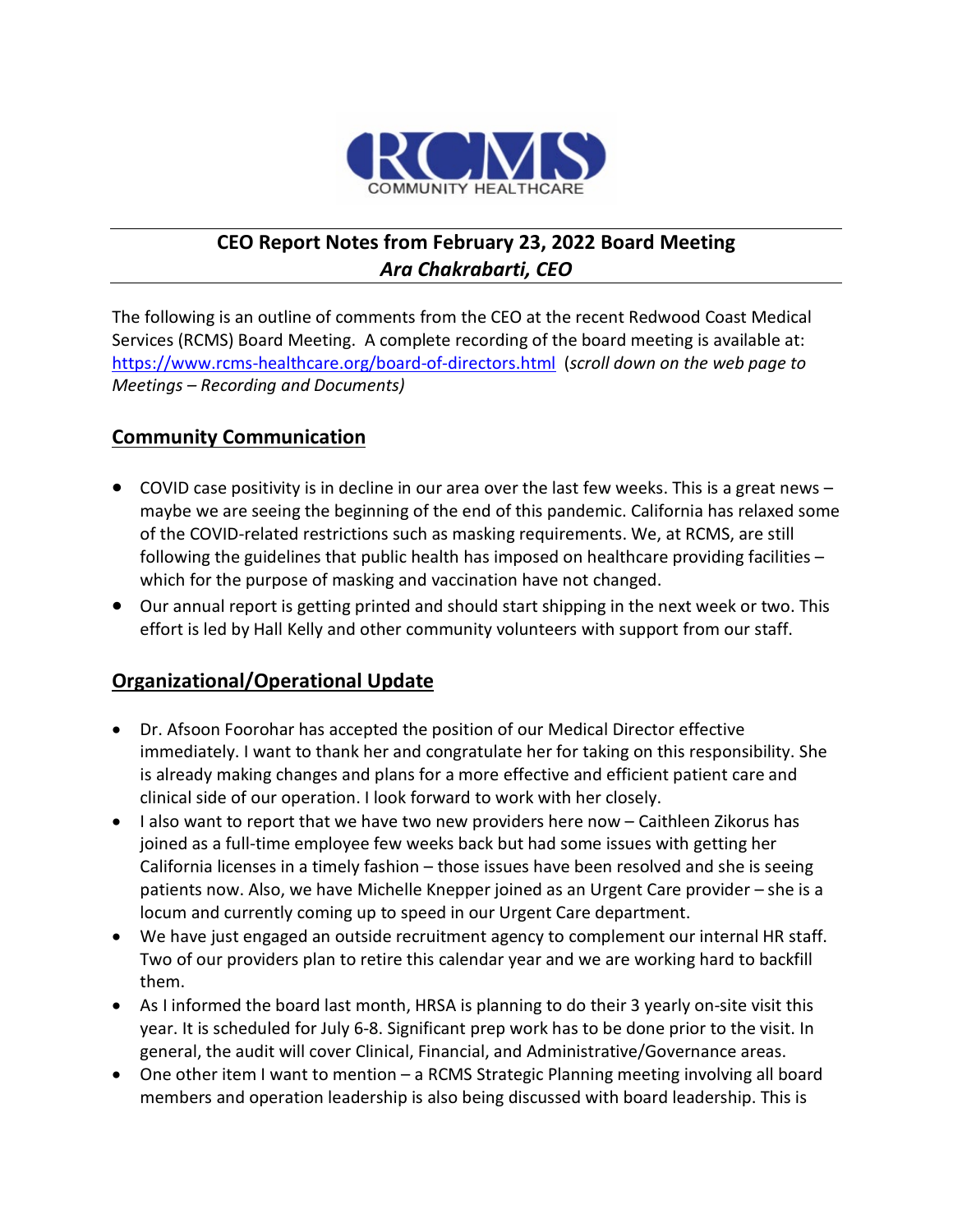# CEO Report Notes from February 23, 2022 Board Meeting

## *Ara Chakrabarti, CEO*

The following is an outline of comments from the CEO at the recent Redwood Coast Medical Services (RCMS) Board Meeting. A complete recording of the board meeting is available at: https://www.rcms-healthcare.org/board-of-directors.html (*scroll down on the web page to Meetings – Recording and Documents)*

## Community Communication

- COVID case positivity is in decline in our area over the last few weeks. This is a great news – maybe we are seeing the beginning of the end of this pandemic. California has relaxed some of the COVID-related restrictions such as masking requirements. We, at RCMS, are still following the guidelines that public health has imposed on healthcare providing facilities – which for the purpose of masking and vaccination have not changed.
- Our annual report is getting printed and should start shipping in the next week or two. This effort is led by Hall Kelly and other community volunteers with support from our staff.

## Organizational/Operational Update

- Dr. Afsoon Foorohar has accepted the position of our Medical Director effective immediately. I want to thank her and congratulate her for taking on this responsibility. She is already making changes and plans for a more effective and efficient patient care and clinical side of our operation. I look forward to work with her closely.
- I also want to report that we have two new providers here now – Caithleen Zikorus has joined as a full-time employee few weeks back but had some issues with getting her California licenses in a timely fashion – those issues have been resolved and she is seeing patients now. Also, we have Michelle Knepper joined as an Urgent Care provider – she is a locum and currently coming up to speed in our Urgent Care department.
- We have just engaged an outside recruitment agency to complement our internal HR staff. Two of our providers plan to retire this calendar year and we are working hard to backfill them.
- As I informed the board last month, HRSA is planning to do their 3 yearly on-site visit this year. It is scheduled for July 6-8. Significant prep work has to be done prior to the visit. In general, the audit will cover Clinical, Financial, and Administrative/Governance areas.
- One other item I want to mention – a RCMS Strategic Planning meeting involving all board members and operation leadership is also being discussed with board leadership. This is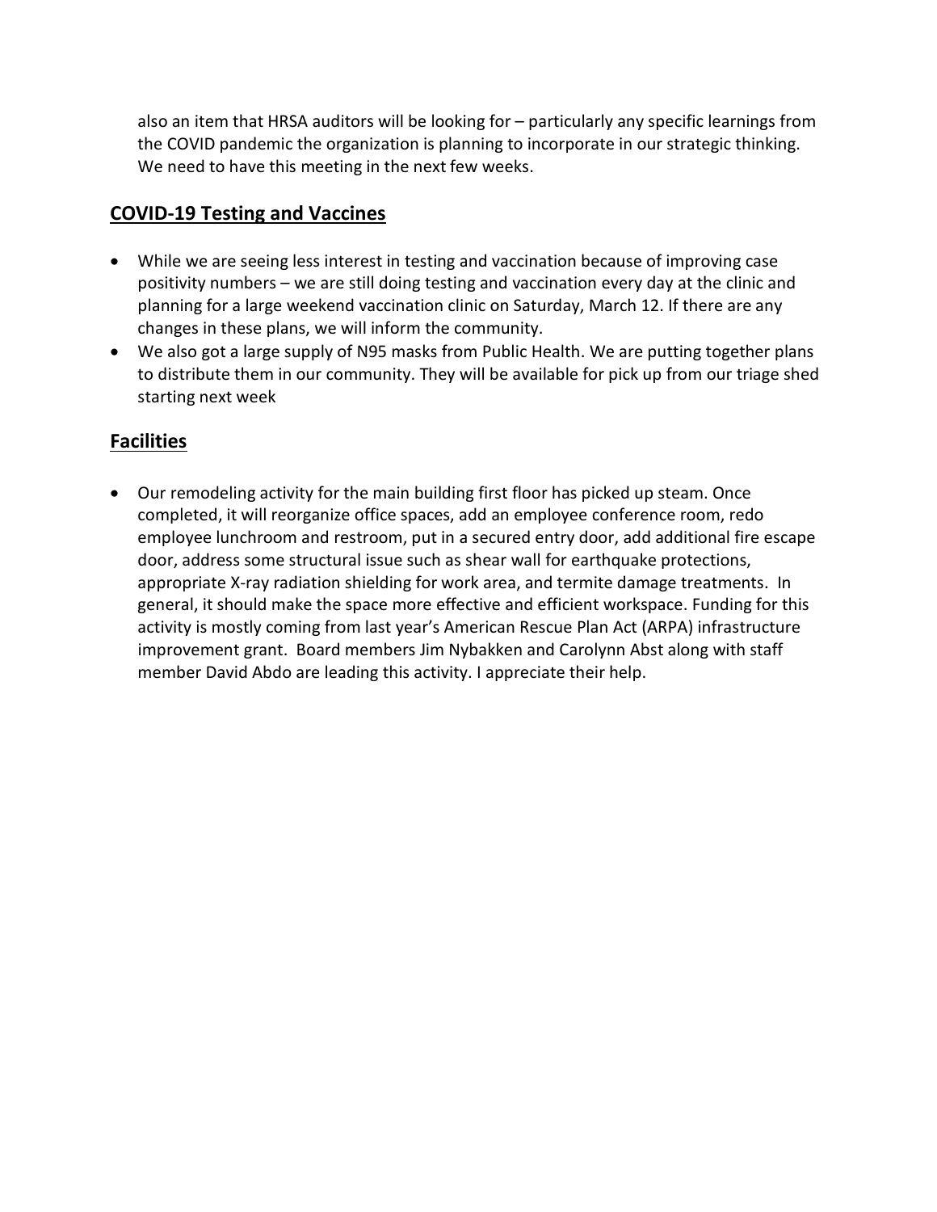also an item that HRSA auditors will be looking for – particularly any specific learnings from the COVID pandemic the organization is planning to incorporate in our strategic thinking. We need to have this meeting in the next few weeks.

## COVID-19 Testing and Vaccines

- While we are seeing less interest in testing and vaccination because of improving case positivity numbers – we are still doing testing and vaccination every day at the clinic and planning for a large weekend vaccination clinic on Saturday, March 12. If there are any changes in these plans, we will inform the community.
- We also got a large supply of N95 masks from Public Health. We are putting together plans to distribute them in our community. They will be available for pick up from our triage shed starting next week

## Facilities

- Our remodeling activity for the main building first floor has picked up steam. Once completed, it will reorganize office spaces, add an employee conference room, redo employee lunchroom and restroom, put in a secured entry door, add additional fire escape door, address some structural issue such as shear wall for earthquake protections, appropriate X-ray radiation shielding for work area, and termite damage treatments. In general, it should make the space more effective and efficient workspace. Funding for this activity is mostly coming from last year's American Rescue Plan Act (ARPA) infrastructure improvement grant. Board members Jim Nybakken and Carolynn Abst along with staff member David Abdo are leading this activity. I appreciate their help.